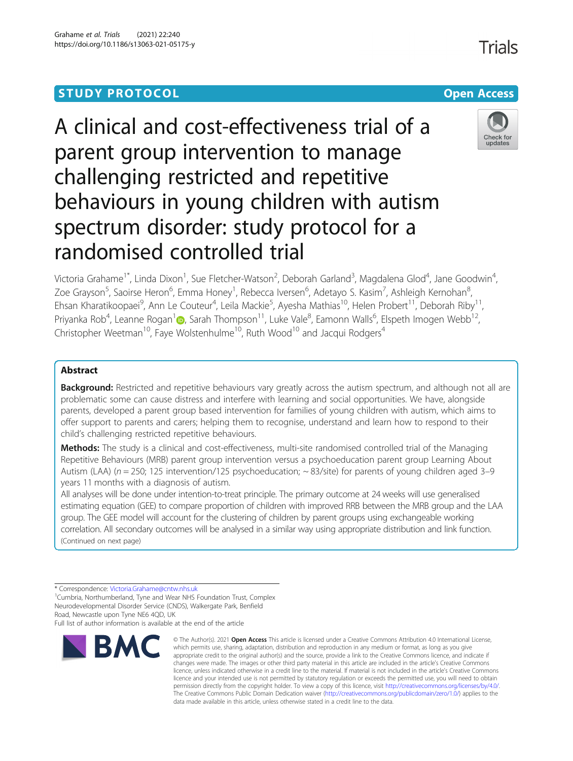STUDY PROTOCOL

Open Access

# A clinical and cost-effectiveness trial of a parent group intervention to manage challenging restricted and repetitive behaviours in young children with autism spectrum disorder: study protocol for a randomised controlled trial

Victoria Grahame[1*], Linda Dixon[1], Sue Fletcher-Watson[2], Deborah Garland[3], Magdalena Glod[4], Jane Goodwin[4], Zoe Grayson[5], Saoirse Heron[6], Emma Honey[1], Rebecca Iversen[6], Adetayo S. Kasim[7], Ashleigh Kernohan[8], Ehsan Kharatikoopaei[9], Ann Le Couteur[4], Leila Mackie[5], Ayesha Mathias[10], Helen Probert[11], Deborah Riby[11], Priyanka Rob[4], Leanne Rogan[1], Sarah Thompson[11], Luke Vale[8], Eamonn Walls[6], Elspeth Imogen Webb[12], Christopher Weetman[10], Faye Wolstenhulme[10], Ruth Wood[10] and Jacqui Rodgers[4]

## Abstract

**Background:** Restricted and repetitive behaviours vary greatly across the autism spectrum, and although not all are problematic some can cause distress and interfere with learning and social opportunities. We have, alongside parents, developed a parent group based intervention for families of young children with autism, which aims to offer support to parents and carers; helping them to recognise, understand and learn how to respond to their child's challenging restricted repetitive behaviours.

**Methods:** The study is a clinical and cost-effectiveness, multi-site randomised controlled trial of the Managing Repetitive Behaviours (MRB) parent group intervention versus a psychoeducation parent group Learning About Autism (LAA) ($n = 250$; 125 intervention/125 psychoeducation; ~ 83/site) for parents of young children aged 3–9 years 11 months with a diagnosis of autism.

All analyses will be done under intention-to-treat principle. The primary outcome at 24 weeks will use generalised estimating equation (GEE) to compare proportion of children with improved RRB between the MRB group and the LAA group. The GEE model will account for the clustering of children by parent groups using exchangeable working correlation. All secondary outcomes will be analysed in a similar way using appropriate distribution and link function.

(Continued on next page)

* Correspondence: Victoria.Grahame@cntw.nhs.uk

[1]Cumbria, Northumberland, Tyne and Wear NHS Foundation Trust, Complex Neurodevelopmental Disorder Service (CNDS), Walkergate Park, Benfield Road, Newcastle upon Tyne NE6 4QD, UK

Full list of author information is available at the end of the article

© The Author(s). 2021 **Open Access** This article is licensed under a Creative Commons Attribution 4.0 International License, which permits use, sharing, adaptation, distribution and reproduction in any medium or format, as long as you give appropriate credit to the original author(s) and the source, provide a link to the Creative Commons licence, and indicate if changes were made. The images or other third party material in this article are included in the article's Creative Commons licence, unless indicated otherwise in a credit line to the material. If material is not included in the article's Creative Commons licence and your intended use is not permitted by statutory regulation or exceeds the permitted use, you will need to obtain permission directly from the copyright holder. To view a copy of this licence, visit http://creativecommons.org/licenses/by/4.0/. The Creative Commons Public Domain Dedication waiver (http://creativecommons.org/publicdomain/zero/1.0/) applies to the data made available in this article, unless otherwise stated in a credit line to the data.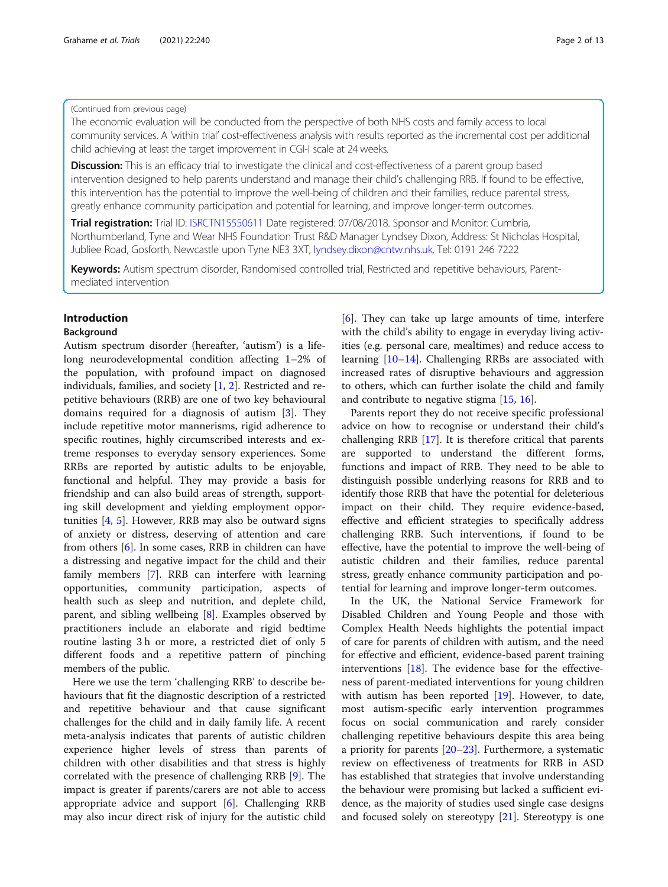(Continued from previous page)

The economic evaluation will be conducted from the perspective of both NHS costs and family access to local community services. A 'within trial' cost-effectiveness analysis with results reported as the incremental cost per additional child achieving at least the target improvement in CGI-I scale at 24 weeks.

**Discussion:** This is an efficacy trial to investigate the clinical and cost-effectiveness of a parent group based intervention designed to help parents understand and manage their child's challenging RRB. If found to be effective, this intervention has the potential to improve the well-being of children and their families, reduce parental stress, greatly enhance community participation and potential for learning, and improve longer-term outcomes.

**Trial registration:** Trial ID: ISRCTN15550611 Date registered: 07/08/2018. Sponsor and Monitor: Cumbria, Northumberland, Tyne and Wear NHS Foundation Trust R&D Manager Lyndsey Dixon, Address: St Nicholas Hospital, Jubliee Road, Gosforth, Newcastle upon Tyne NE3 3XT, lyndsey.dixon@cntw.nhs.uk, Tel: 0191 246 7222

**Keywords:** Autism spectrum disorder, Randomised controlled trial, Restricted and repetitive behaviours, Parent-mediated intervention

# Introduction

## Background

Autism spectrum disorder (hereafter, 'autism') is a lifelong neurodevelopmental condition affecting 1–2% of the population, with profound impact on diagnosed individuals, families, and society [1, 2]. Restricted and repetitive behaviours (RRB) are one of two key behavioural domains required for a diagnosis of autism [3]. They include repetitive motor mannerisms, rigid adherence to specific routines, highly circumscribed interests and extreme responses to everyday sensory experiences. Some RRBs are reported by autistic adults to be enjoyable, functional and helpful. They may provide a basis for friendship and can also build areas of strength, supporting skill development and yielding employment opportunities [4, 5]. However, RRB may also be outward signs of anxiety or distress, deserving of attention and care from others [6]. In some cases, RRB in children can have a distressing and negative impact for the child and their family members [7]. RRB can interfere with learning opportunities, community participation, aspects of health such as sleep and nutrition, and deplete child, parent, and sibling wellbeing [8]. Examples observed by practitioners include an elaborate and rigid bedtime routine lasting 3 h or more, a restricted diet of only 5 different foods and a repetitive pattern of pinching members of the public.

Here we use the term 'challenging RRB' to describe behaviours that fit the diagnostic description of a restricted and repetitive behaviour and that cause significant challenges for the child and in daily family life. A recent meta-analysis indicates that parents of autistic children experience higher levels of stress than parents of children with other disabilities and that stress is highly correlated with the presence of challenging RRB [9]. The impact is greater if parents/carers are not able to access appropriate advice and support [6]. Challenging RRB may also incur direct risk of injury for the autistic child [6]. They can take up large amounts of time, interfere with the child's ability to engage in everyday living activities (e.g. personal care, mealtimes) and reduce access to learning [10–14]. Challenging RRBs are associated with increased rates of disruptive behaviours and aggression to others, which can further isolate the child and family and contribute to negative stigma [15, 16].

Parents report they do not receive specific professional advice on how to recognise or understand their child's challenging RRB [17]. It is therefore critical that parents are supported to understand the different forms, functions and impact of RRB. They need to be able to distinguish possible underlying reasons for RRB and to identify those RRB that have the potential for deleterious impact on their child. They require evidence-based, effective and efficient strategies to specifically address challenging RRB. Such interventions, if found to be effective, have the potential to improve the well-being of autistic children and their families, reduce parental stress, greatly enhance community participation and potential for learning and improve longer-term outcomes.

In the UK, the National Service Framework for Disabled Children and Young People and those with Complex Health Needs highlights the potential impact of care for parents of children with autism, and the need for effective and efficient, evidence-based parent training interventions [18]. The evidence base for the effectiveness of parent-mediated interventions for young children with autism has been reported [19]. However, to date, most autism-specific early intervention programmes focus on social communication and rarely consider challenging repetitive behaviours despite this area being a priority for parents [20–23]. Furthermore, a systematic review on effectiveness of treatments for RRB in ASD has established that strategies that involve understanding the behaviour were promising but lacked a sufficient evidence, as the majority of studies used single case designs and focused solely on stereotypy [21]. Stereotypy is one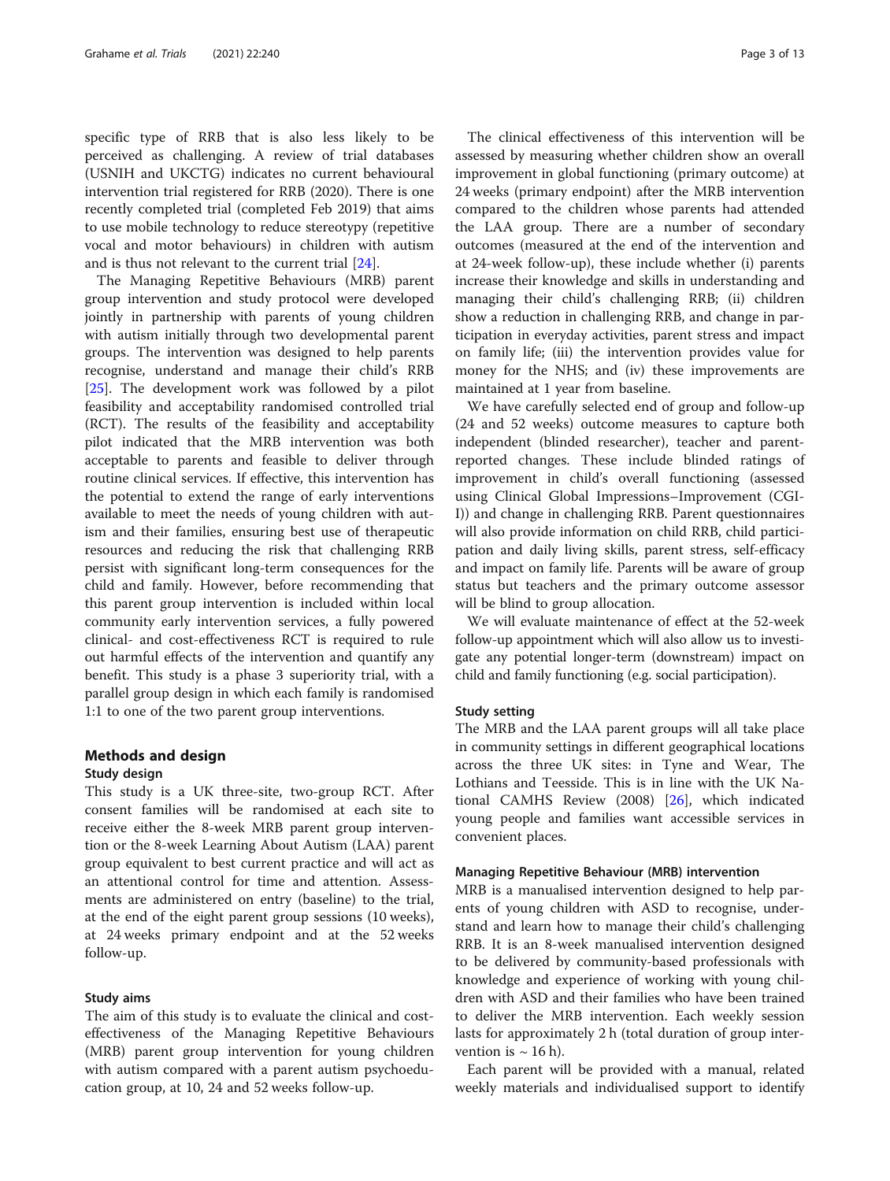specific type of RRB that is also less likely to be perceived as challenging. A review of trial databases (USNIH and UKCTG) indicates no current behavioural intervention trial registered for RRB (2020). There is one recently completed trial (completed Feb 2019) that aims to use mobile technology to reduce stereotypy (repetitive vocal and motor behaviours) in children with autism and is thus not relevant to the current trial [24].

The Managing Repetitive Behaviours (MRB) parent group intervention and study protocol were developed jointly in partnership with parents of young children with autism initially through two developmental parent groups. The intervention was designed to help parents recognise, understand and manage their child's RRB [25]. The development work was followed by a pilot feasibility and acceptability randomised controlled trial (RCT). The results of the feasibility and acceptability pilot indicated that the MRB intervention was both acceptable to parents and feasible to deliver through routine clinical services. If effective, this intervention has the potential to extend the range of early interventions available to meet the needs of young children with autism and their families, ensuring best use of therapeutic resources and reducing the risk that challenging RRB persist with significant long-term consequences for the child and family. However, before recommending that this parent group intervention is included within local community early intervention services, a fully powered clinical- and cost-effectiveness RCT is required to rule out harmful effects of the intervention and quantify any benefit. This study is a phase 3 superiority trial, with a parallel group design in which each family is randomised 1:1 to one of the two parent group interventions.

## Methods and design

### Study design

This study is a UK three-site, two-group RCT. After consent families will be randomised at each site to receive either the 8-week MRB parent group intervention or the 8-week Learning About Autism (LAA) parent group equivalent to best current practice and will act as an attentional control for time and attention. Assessments are administered on entry (baseline) to the trial, at the end of the eight parent group sessions (10 weeks), at 24 weeks primary endpoint and at the 52 weeks follow-up.

### Study aims

The aim of this study is to evaluate the clinical and cost-effectiveness of the Managing Repetitive Behaviours (MRB) parent group intervention for young children with autism compared with a parent autism psychoeducation group, at 10, 24 and 52 weeks follow-up.

The clinical effectiveness of this intervention will be assessed by measuring whether children show an overall improvement in global functioning (primary outcome) at 24 weeks (primary endpoint) after the MRB intervention compared to the children whose parents had attended the LAA group. There are a number of secondary outcomes (measured at the end of the intervention and at 24-week follow-up), these include whether (i) parents increase their knowledge and skills in understanding and managing their child's challenging RRB; (ii) children show a reduction in challenging RRB, and change in participation in everyday activities, parent stress and impact on family life; (iii) the intervention provides value for money for the NHS; and (iv) these improvements are maintained at 1 year from baseline.

We have carefully selected end of group and follow-up (24 and 52 weeks) outcome measures to capture both independent (blinded researcher), teacher and parent-reported changes. These include blinded ratings of improvement in child's overall functioning (assessed using Clinical Global Impressions–Improvement (CGI-I)) and change in challenging RRB. Parent questionnaires will also provide information on child RRB, child participation and daily living skills, parent stress, self-efficacy and impact on family life. Parents will be aware of group status but teachers and the primary outcome assessor will be blind to group allocation.

We will evaluate maintenance of effect at the 52-week follow-up appointment which will also allow us to investigate any potential longer-term (downstream) impact on child and family functioning (e.g. social participation).

### Study setting

The MRB and the LAA parent groups will all take place in community settings in different geographical locations across the three UK sites: in Tyne and Wear, The Lothians and Teesside. This is in line with the UK National CAMHS Review (2008) [26], which indicated young people and families want accessible services in convenient places.

### Managing Repetitive Behaviour (MRB) intervention

MRB is a manualised intervention designed to help parents of young children with ASD to recognise, understand and learn how to manage their child's challenging RRB. It is an 8-week manualised intervention designed to be delivered by community-based professionals with knowledge and experience of working with young children with ASD and their families who have been trained to deliver the MRB intervention. Each weekly session lasts for approximately 2 h (total duration of group intervention is ~ 16 h).

Each parent will be provided with a manual, related weekly materials and individualised support to identify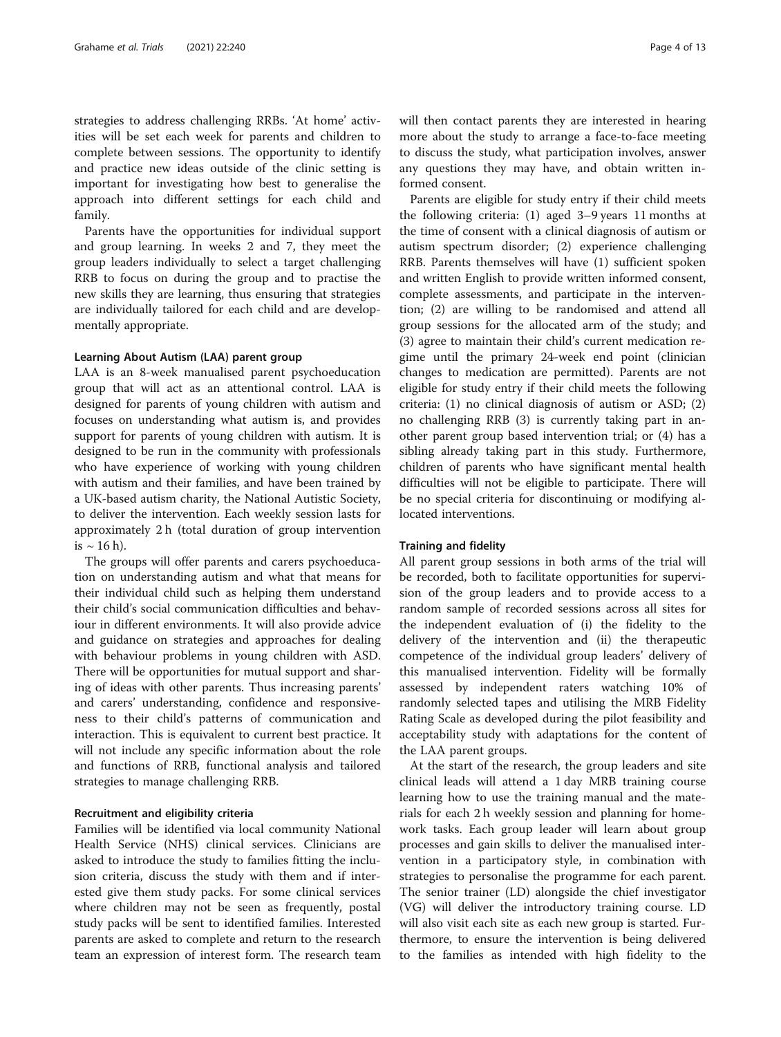strategies to address challenging RRBs. 'At home' activities will be set each week for parents and children to complete between sessions. The opportunity to identify and practice new ideas outside of the clinic setting is important for investigating how best to generalise the approach into different settings for each child and family.

Parents have the opportunities for individual support and group learning. In weeks 2 and 7, they meet the group leaders individually to select a target challenging RRB to focus on during the group and to practise the new skills they are learning, thus ensuring that strategies are individually tailored for each child and are developmentally appropriate.

### Learning About Autism (LAA) parent group

LAA is an 8-week manualised parent psychoeducation group that will act as an attentional control. LAA is designed for parents of young children with autism and focuses on understanding what autism is, and provides support for parents of young children with autism. It is designed to be run in the community with professionals who have experience of working with young children with autism and their families, and have been trained by a UK-based autism charity, the National Autistic Society, to deliver the intervention. Each weekly session lasts for approximately 2 h (total duration of group intervention is ~ 16 h).

The groups will offer parents and carers psychoeducation on understanding autism and what that means for their individual child such as helping them understand their child's social communication difficulties and behaviour in different environments. It will also provide advice and guidance on strategies and approaches for dealing with behaviour problems in young children with ASD. There will be opportunities for mutual support and sharing of ideas with other parents. Thus increasing parents' and carers' understanding, confidence and responsiveness to their child's patterns of communication and interaction. This is equivalent to current best practice. It will not include any specific information about the role and functions of RRB, functional analysis and tailored strategies to manage challenging RRB.

### Recruitment and eligibility criteria

Families will be identified via local community National Health Service (NHS) clinical services. Clinicians are asked to introduce the study to families fitting the inclusion criteria, discuss the study with them and if interested give them study packs. For some clinical services where children may not be seen as frequently, postal study packs will be sent to identified families. Interested parents are asked to complete and return to the research team an expression of interest form. The research team will then contact parents they are interested in hearing more about the study to arrange a face-to-face meeting to discuss the study, what participation involves, answer any questions they may have, and obtain written informed consent.

Parents are eligible for study entry if their child meets the following criteria: (1) aged 3–9 years 11 months at the time of consent with a clinical diagnosis of autism or autism spectrum disorder; (2) experience challenging RRB. Parents themselves will have (1) sufficient spoken and written English to provide written informed consent, complete assessments, and participate in the intervention; (2) are willing to be randomised and attend all group sessions for the allocated arm of the study; and (3) agree to maintain their child's current medication regime until the primary 24-week end point (clinician changes to medication are permitted). Parents are not eligible for study entry if their child meets the following criteria: (1) no clinical diagnosis of autism or ASD; (2) no challenging RRB (3) is currently taking part in another parent group based intervention trial; or (4) has a sibling already taking part in this study. Furthermore, children of parents who have significant mental health difficulties will not be eligible to participate. There will be no special criteria for discontinuing or modifying allocated interventions.

### Training and fidelity

All parent group sessions in both arms of the trial will be recorded, both to facilitate opportunities for supervision of the group leaders and to provide access to a random sample of recorded sessions across all sites for the independent evaluation of (i) the fidelity to the delivery of the intervention and (ii) the therapeutic competence of the individual group leaders' delivery of this manualised intervention. Fidelity will be formally assessed by independent raters watching 10% of randomly selected tapes and utilising the MRB Fidelity Rating Scale as developed during the pilot feasibility and acceptability study with adaptations for the content of the LAA parent groups.

At the start of the research, the group leaders and site clinical leads will attend a 1 day MRB training course learning how to use the training manual and the materials for each 2 h weekly session and planning for homework tasks. Each group leader will learn about group processes and gain skills to deliver the manualised intervention in a participatory style, in combination with strategies to personalise the programme for each parent. The senior trainer (LD) alongside the chief investigator (VG) will deliver the introductory training course. LD will also visit each site as each new group is started. Furthermore, to ensure the intervention is being delivered to the families as intended with high fidelity to the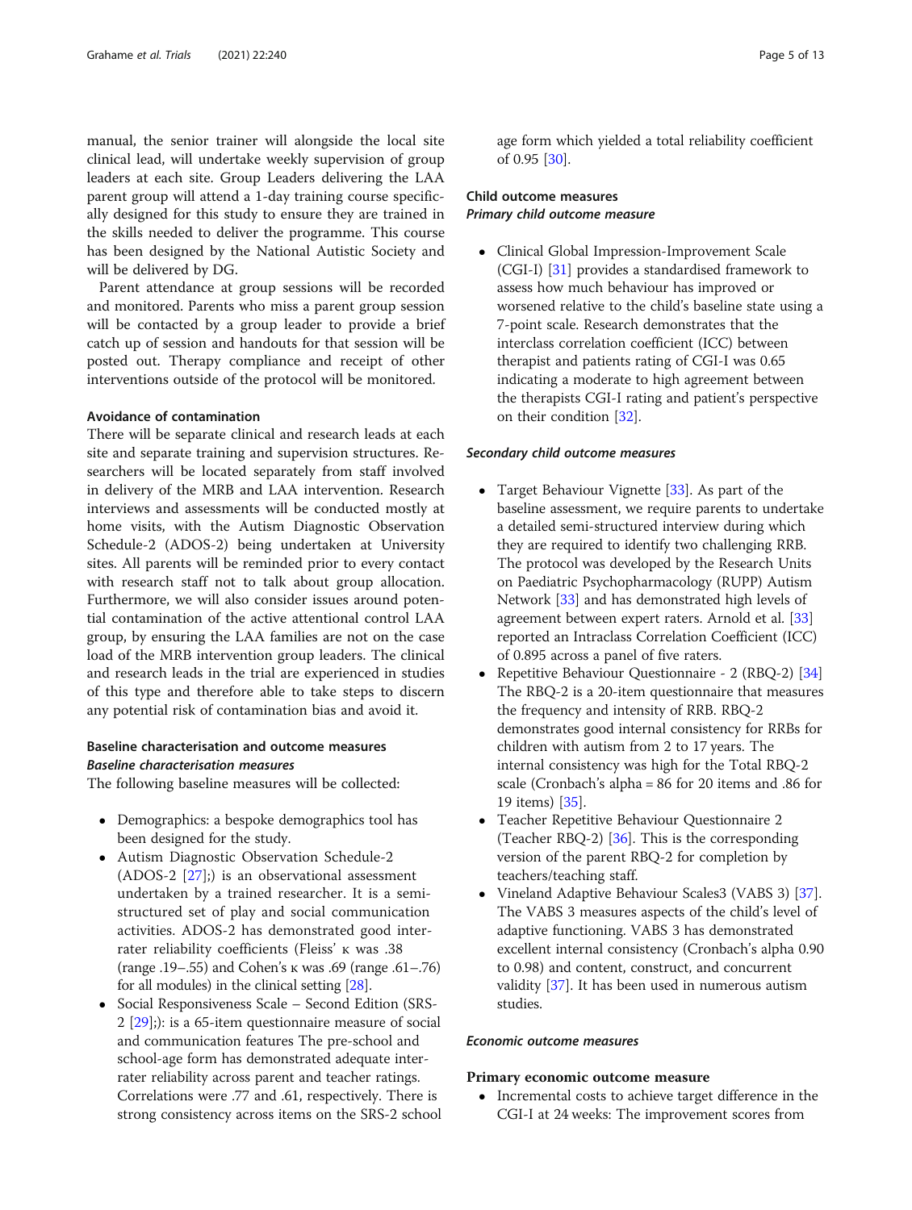manual, the senior trainer will alongside the local site clinical lead, will undertake weekly supervision of group leaders at each site. Group Leaders delivering the LAA parent group will attend a 1-day training course specifically designed for this study to ensure they are trained in the skills needed to deliver the programme. This course has been designed by the National Autistic Society and will be delivered by DG.

Parent attendance at group sessions will be recorded and monitored. Parents who miss a parent group session will be contacted by a group leader to provide a brief catch up of session and handouts for that session will be posted out. Therapy compliance and receipt of other interventions outside of the protocol will be monitored.

#### Avoidance of contamination

There will be separate clinical and research leads at each site and separate training and supervision structures. Researchers will be located separately from staff involved in delivery of the MRB and LAA intervention. Research interviews and assessments will be conducted mostly at home visits, with the Autism Diagnostic Observation Schedule-2 (ADOS-2) being undertaken at University sites. All parents will be reminded prior to every contact with research staff not to talk about group allocation. Furthermore, we will also consider issues around potential contamination of the active attentional control LAA group, by ensuring the LAA families are not on the case load of the MRB intervention group leaders. The clinical and research leads in the trial are experienced in studies of this type and therefore able to take steps to discern any potential risk of contamination bias and avoid it.

#### Baseline characterisation and outcome measures

##### *Baseline characterisation measures*

The following baseline measures will be collected:

- Demographics: a bespoke demographics tool has been designed for the study.
- Autism Diagnostic Observation Schedule-2 (ADOS-2 [27];) is an observational assessment undertaken by a trained researcher. It is a semi-structured set of play and social communication activities. ADOS-2 has demonstrated good inter-rater reliability coefficients (Fleiss' κ was .38 (range .19–.55) and Cohen's κ was .69 (range .61–.76) for all modules) in the clinical setting [28].
- Social Responsiveness Scale – Second Edition (SRS-2 [29];): is a 65-item questionnaire measure of social and communication features The pre-school and school-age form has demonstrated adequate inter-rater reliability across parent and teacher ratings. Correlations were .77 and .61, respectively. There is strong consistency across items on the SRS-2 school age form which yielded a total reliability coefficient of 0.95 [30].

#### Child outcome measures

##### *Primary child outcome measure*

- Clinical Global Impression-Improvement Scale (CGI-I) [31] provides a standardised framework to assess how much behaviour has improved or worsened relative to the child's baseline state using a 7-point scale. Research demonstrates that the interclass correlation coefficient (ICC) between therapist and patients rating of CGI-I was 0.65 indicating a moderate to high agreement between the therapists CGI-I rating and patient's perspective on their condition [32].

##### *Secondary child outcome measures*

- Target Behaviour Vignette [33]. As part of the baseline assessment, we require parents to undertake a detailed semi-structured interview during which they are required to identify two challenging RRB. The protocol was developed by the Research Units on Paediatric Psychopharmacology (RUPP) Autism Network [33] and has demonstrated high levels of agreement between expert raters. Arnold et al. [33] reported an Intraclass Correlation Coefficient (ICC) of 0.895 across a panel of five raters.
- Repetitive Behaviour Questionnaire - 2 (RBQ-2) [34] The RBQ-2 is a 20-item questionnaire that measures the frequency and intensity of RRB. RBQ-2 demonstrates good internal consistency for RRBs for children with autism from 2 to 17 years. The internal consistency was high for the Total RBQ-2 scale (Cronbach's alpha = 86 for 20 items and .86 for 19 items) [35].
- Teacher Repetitive Behaviour Questionnaire 2 (Teacher RBQ-2) [36]. This is the corresponding version of the parent RBQ-2 for completion by teachers/teaching staff.
- Vineland Adaptive Behaviour Scales3 (VABS 3) [37]. The VABS 3 measures aspects of the child's level of adaptive functioning. VABS 3 has demonstrated excellent internal consistency (Cronbach's alpha 0.90 to 0.98) and content, construct, and concurrent validity [37]. It has been used in numerous autism studies.

##### *Economic outcome measures*

**Primary economic outcome measure**

- Incremental costs to achieve target difference in the CGI-I at 24 weeks: The improvement scores from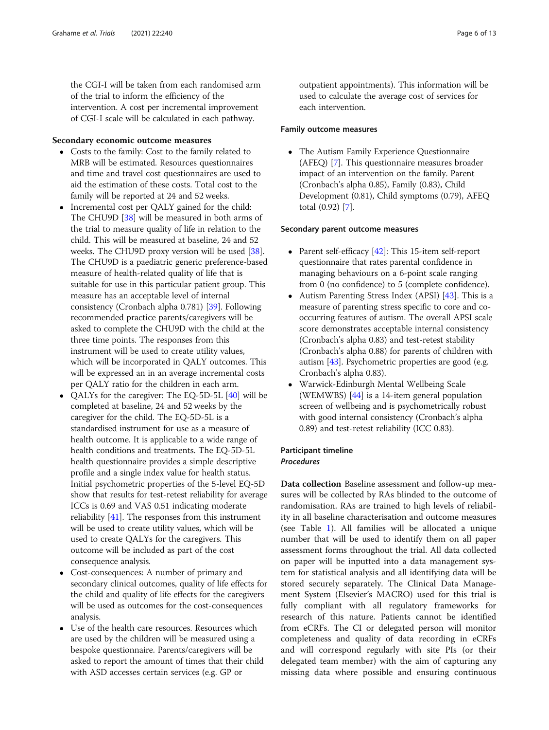the CGI-I will be taken from each randomised arm of the trial to inform the efficiency of the intervention. A cost per incremental improvement of CGI-I scale will be calculated in each pathway.

### Secondary economic outcome measures

- Costs to the family: Cost to the family related to MRB will be estimated. Resources questionnaires and time and travel cost questionnaires are used to aid the estimation of these costs. Total cost to the family will be reported at 24 and 52 weeks.
- Incremental cost per QALY gained for the child: The CHU9D [38] will be measured in both arms of the trial to measure quality of life in relation to the child. This will be measured at baseline, 24 and 52 weeks. The CHU9D proxy version will be used [38]. The CHU9D is a paediatric generic preference-based measure of health-related quality of life that is suitable for use in this particular patient group. This measure has an acceptable level of internal consistency (Cronbach alpha 0.781) [39]. Following recommended practice parents/caregivers will be asked to complete the CHU9D with the child at the three time points. The responses from this instrument will be used to create utility values, which will be incorporated in QALY outcomes. This will be expressed an in an average incremental costs per QALY ratio for the children in each arm.
- QALYs for the caregiver: The EQ-5D-5L [40] will be completed at baseline, 24 and 52 weeks by the caregiver for the child. The EQ-5D-5L is a standardised instrument for use as a measure of health outcome. It is applicable to a wide range of health conditions and treatments. The EQ-5D-5L health questionnaire provides a simple descriptive profile and a single index value for health status. Initial psychometric properties of the 5-level EQ-5D show that results for test-retest reliability for average ICCs is 0.69 and VAS 0.51 indicating moderate reliability [41]. The responses from this instrument will be used to create utility values, which will be used to create QALYs for the caregivers. This outcome will be included as part of the cost consequence analysis.
- Cost-consequences: A number of primary and secondary clinical outcomes, quality of life effects for the child and quality of life effects for the caregivers will be used as outcomes for the cost-consequences analysis.
- Use of the health care resources. Resources which are used by the children will be measured using a bespoke questionnaire. Parents/caregivers will be asked to report the amount of times that their child with ASD accesses certain services (e.g. GP or outpatient appointments). This information will be used to calculate the average cost of services for each intervention.

### Family outcome measures

- The Autism Family Experience Questionnaire (AFEQ) [7]. This questionnaire measures broader impact of an intervention on the family. Parent (Cronbach's alpha 0.85), Family (0.83), Child Development (0.81), Child symptoms (0.79), AFEQ total (0.92) [7].

### Secondary parent outcome measures

- Parent self-efficacy [42]: This 15-item self-report questionnaire that rates parental confidence in managing behaviours on a 6-point scale ranging from 0 (no confidence) to 5 (complete confidence).
- Autism Parenting Stress Index (APSI) [43]. This is a measure of parenting stress specific to core and co-occurring features of autism. The overall APSI scale score demonstrates acceptable internal consistency (Cronbach's alpha 0.83) and test-retest stability (Cronbach's alpha 0.88) for parents of children with autism [43]. Psychometric properties are good (e.g. Cronbach's alpha 0.83).
- Warwick-Edinburgh Mental Wellbeing Scale (WEMWBS) [44] is a 14-item general population screen of wellbeing and is psychometrically robust with good internal consistency (Cronbach's alpha 0.89) and test-retest reliability (ICC 0.83).

### Participant timeline

#### *Procedures*

**Data collection** Baseline assessment and follow-up measures will be collected by RAs blinded to the outcome of randomisation. RAs are trained to high levels of reliability in all baseline characterisation and outcome measures (see Table 1). All families will be allocated a unique number that will be used to identify them on all paper assessment forms throughout the trial. All data collected on paper will be inputted into a data management system for statistical analysis and all identifying data will be stored securely separately. The Clinical Data Management System (Elsevier's MACRO) used for this trial is fully compliant with all regulatory frameworks for research of this nature. Patients cannot be identified from eCRFs. The CI or delegated person will monitor completeness and quality of data recording in eCRFs and will correspond regularly with site PIs (or their delegated team member) with the aim of capturing any missing data where possible and ensuring continuous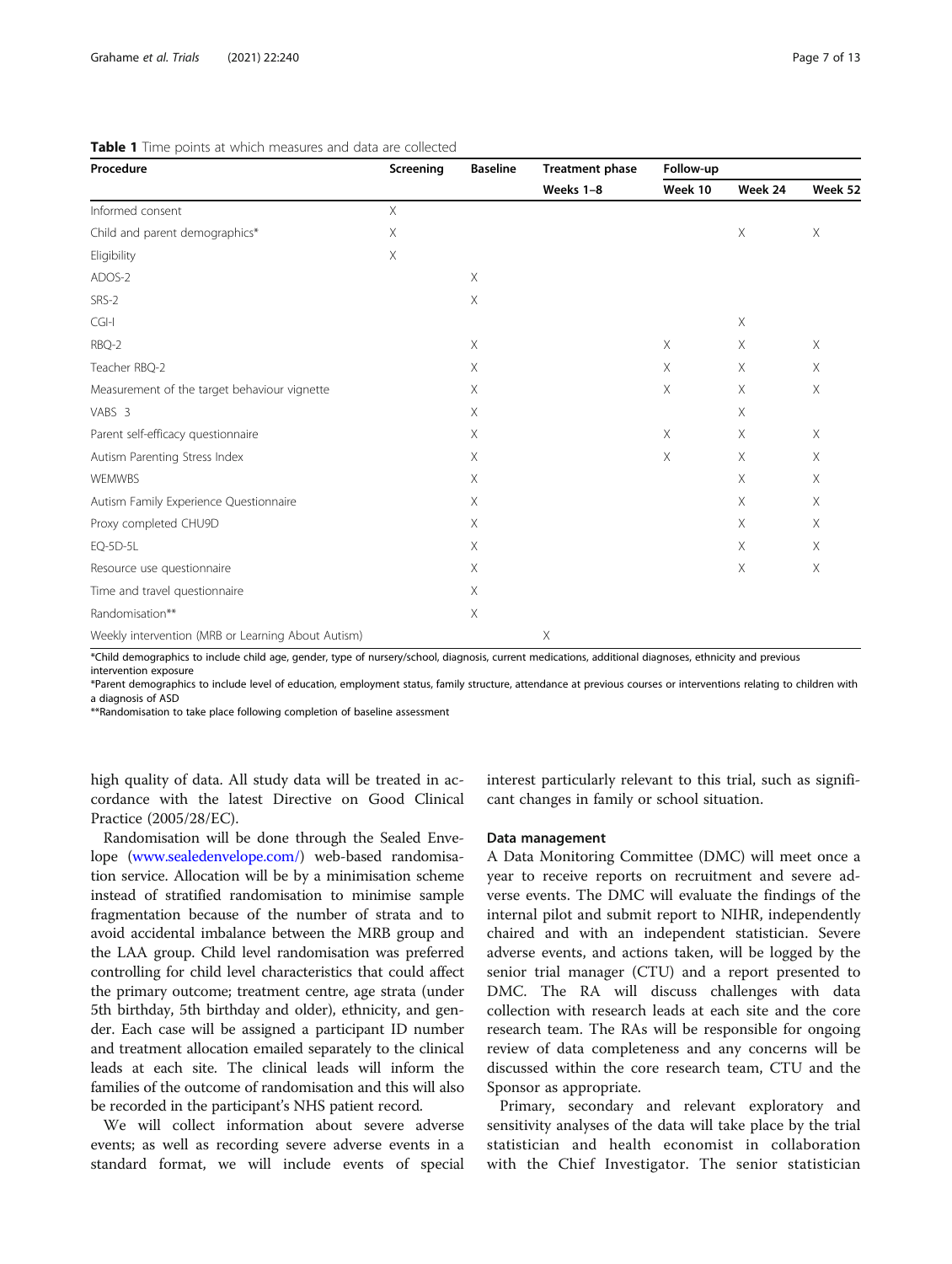**Table 1** Time points at which measures and data are collected

| Procedure | Screening | Baseline | Treatment phase | Follow-up | | |
|---|---|---|---|---|---|---|
| | | | Weeks 1–8 | Week 10 | Week 24 | Week 52 |
| Informed consent | X | | | | | |
| Child and parent demographics* | X | | | | X | X |
| Eligibility | X | | | | | |
| ADOS-2 | | X | | | | |
| SRS-2 | | X | | | | |
| CGI-I | | | | | X | |
| RBQ-2 | | X | | X | X | X |
| Teacher RBQ-2 | | X | | X | X | X |
| Measurement of the target behaviour vignette | | X | | X | X | X |
| VABS 3 | | X | | | X | |
| Parent self-efficacy questionnaire | | X | | X | X | X |
| Autism Parenting Stress Index | | X | | X | X | X |
| WEMWBS | | X | | | X | X |
| Autism Family Experience Questionnaire | | X | | | X | X |
| Proxy completed CHU9D | | X | | | X | X |
| EQ-5D-5L | | X | | | X | X |
| Resource use questionnaire | | X | | | X | X |
| Time and travel questionnaire | | X | | | | |
| Randomisation** | | X | | | | |
| Weekly intervention (MRB or Learning About Autism) | | | X | | | |

*Child demographics to include child age, gender, type of nursery/school, diagnosis, current medications, additional diagnoses, ethnicity and previous intervention exposure

*Parent demographics to include level of education, employment status, family structure, attendance at previous courses or interventions relating to children with a diagnosis of ASD

**Randomisation to take place following completion of baseline assessment

high quality of data. All study data will be treated in accordance with the latest Directive on Good Clinical Practice (2005/28/EC).

Randomisation will be done through the Sealed Envelope (www.sealedenvelope.com/) web-based randomisation service. Allocation will be by a minimisation scheme instead of stratified randomisation to minimise sample fragmentation because of the number of strata and to avoid accidental imbalance between the MRB group and the LAA group. Child level randomisation was preferred controlling for child level characteristics that could affect the primary outcome; treatment centre, age strata (under 5th birthday, 5th birthday and older), ethnicity, and gender. Each case will be assigned a participant ID number and treatment allocation emailed separately to the clinical leads at each site. The clinical leads will inform the families of the outcome of randomisation and this will also be recorded in the participant's NHS patient record.

We will collect information about severe adverse events; as well as recording severe adverse events in a standard format, we will include events of special interest particularly relevant to this trial, such as significant changes in family or school situation.

### Data management

A Data Monitoring Committee (DMC) will meet once a year to receive reports on recruitment and severe adverse events. The DMC will evaluate the findings of the internal pilot and submit report to NIHR, independently chaired and with an independent statistician. Severe adverse events, and actions taken, will be logged by the senior trial manager (CTU) and a report presented to DMC. The RA will discuss challenges with data collection with research leads at each site and the core research team. The RAs will be responsible for ongoing review of data completeness and any concerns will be discussed within the core research team, CTU and the Sponsor as appropriate.

Primary, secondary and relevant exploratory and sensitivity analyses of the data will take place by the trial statistician and health economist in collaboration with the Chief Investigator. The senior statistician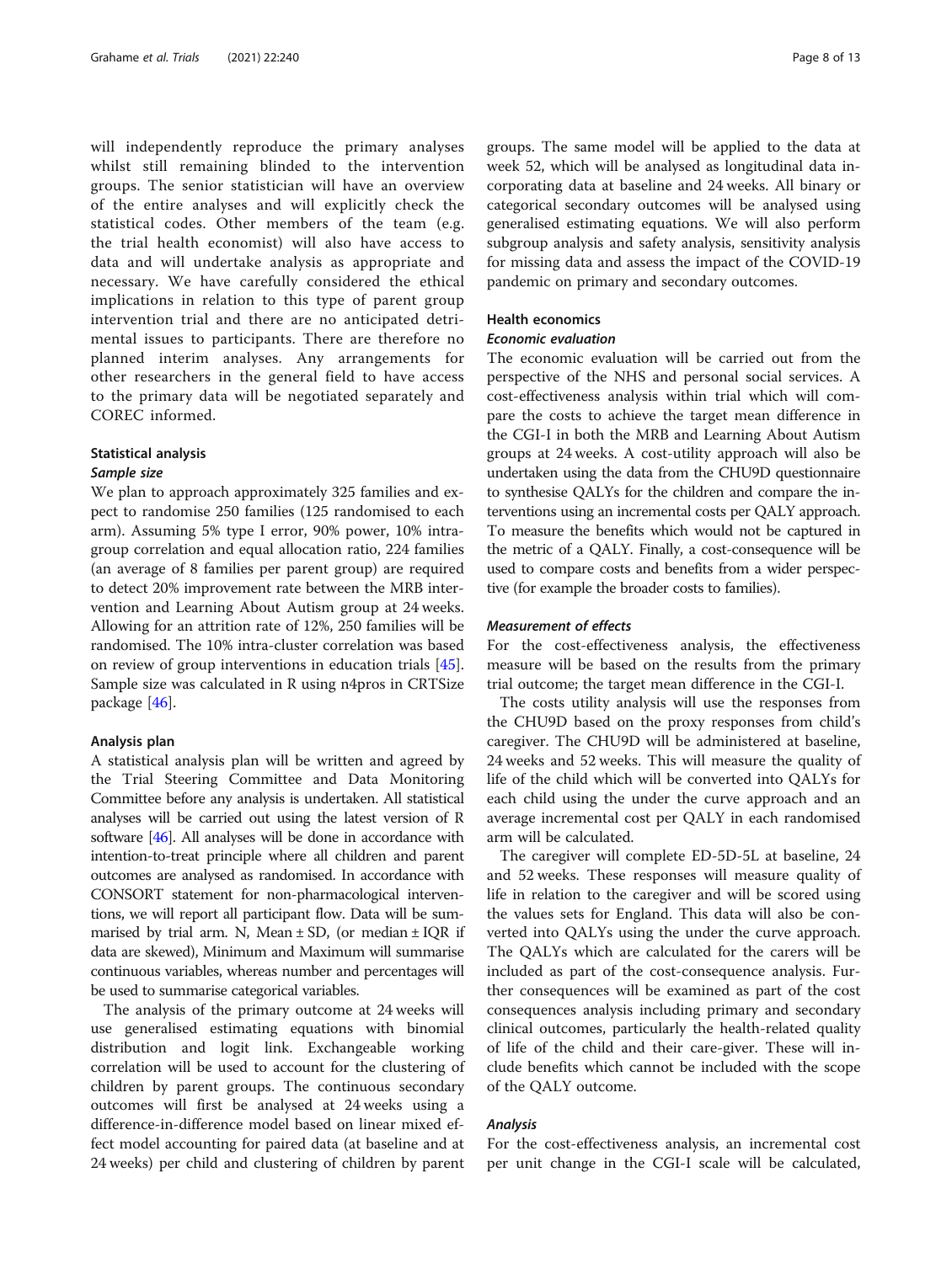will independently reproduce the primary analyses whilst still remaining blinded to the intervention groups. The senior statistician will have an overview of the entire analyses and will explicitly check the statistical codes. Other members of the team (e.g. the trial health economist) will also have access to data and will undertake analysis as appropriate and necessary. We have carefully considered the ethical implications in relation to this type of parent group intervention trial and there are no anticipated detrimental issues to participants. There are therefore no planned interim analyses. Any arrangements for other researchers in the general field to have access to the primary data will be negotiated separately and COREC informed.

### Statistical analysis

#### *Sample size*

We plan to approach approximately 325 families and expect to randomise 250 families (125 randomised to each arm). Assuming 5% type I error, 90% power, 10% intra-group correlation and equal allocation ratio, 224 families (an average of 8 families per parent group) are required to detect 20% improvement rate between the MRB intervention and Learning About Autism group at 24 weeks. Allowing for an attrition rate of 12%, 250 families will be randomised. The 10% intra-cluster correlation was based on review of group interventions in education trials [45]. Sample size was calculated in R using n4pros in CRTSize package [46].

### Analysis plan

A statistical analysis plan will be written and agreed by the Trial Steering Committee and Data Monitoring Committee before any analysis is undertaken. All statistical analyses will be carried out using the latest version of R software [46]. All analyses will be done in accordance with intention-to-treat principle where all children and parent outcomes are analysed as randomised. In accordance with CONSORT statement for non-pharmacological interventions, we will report all participant flow. Data will be summarised by trial arm. N, Mean ± SD, (or median ± IQR if data are skewed), Minimum and Maximum will summarise continuous variables, whereas number and percentages will be used to summarise categorical variables.

The analysis of the primary outcome at 24 weeks will use generalised estimating equations with binomial distribution and logit link. Exchangeable working correlation will be used to account for the clustering of children by parent groups. The continuous secondary outcomes will first be analysed at 24 weeks using a difference-in-difference model based on linear mixed effect model accounting for paired data (at baseline and at 24 weeks) per child and clustering of children by parent groups. The same model will be applied to the data at week 52, which will be analysed as longitudinal data incorporating data at baseline and 24 weeks. All binary or categorical secondary outcomes will be analysed using generalised estimating equations. We will also perform subgroup analysis and safety analysis, sensitivity analysis for missing data and assess the impact of the COVID-19 pandemic on primary and secondary outcomes.

### Health economics

#### *Economic evaluation*

The economic evaluation will be carried out from the perspective of the NHS and personal social services. A cost-effectiveness analysis within trial which will compare the costs to achieve the target mean difference in the CGI-I in both the MRB and Learning About Autism groups at 24 weeks. A cost-utility approach will also be undertaken using the data from the CHU9D questionnaire to synthesise QALYs for the children and compare the interventions using an incremental costs per QALY approach. To measure the benefits which would not be captured in the metric of a QALY. Finally, a cost-consequence will be used to compare costs and benefits from a wider perspective (for example the broader costs to families).

#### *Measurement of effects*

For the cost-effectiveness analysis, the effectiveness measure will be based on the results from the primary trial outcome; the target mean difference in the CGI-I.

The costs utility analysis will use the responses from the CHU9D based on the proxy responses from child's caregiver. The CHU9D will be administered at baseline, 24 weeks and 52 weeks. This will measure the quality of life of the child which will be converted into QALYs for each child using the under the curve approach and an average incremental cost per QALY in each randomised arm will be calculated.

The caregiver will complete ED-5D-5L at baseline, 24 and 52 weeks. These responses will measure quality of life in relation to the caregiver and will be scored using the values sets for England. This data will also be converted into QALYs using the under the curve approach. The QALYs which are calculated for the carers will be included as part of the cost-consequence analysis. Further consequences will be examined as part of the cost consequences analysis including primary and secondary clinical outcomes, particularly the health-related quality of life of the child and their care-giver. These will include benefits which cannot be included with the scope of the QALY outcome.

#### *Analysis*

For the cost-effectiveness analysis, an incremental cost per unit change in the CGI-I scale will be calculated,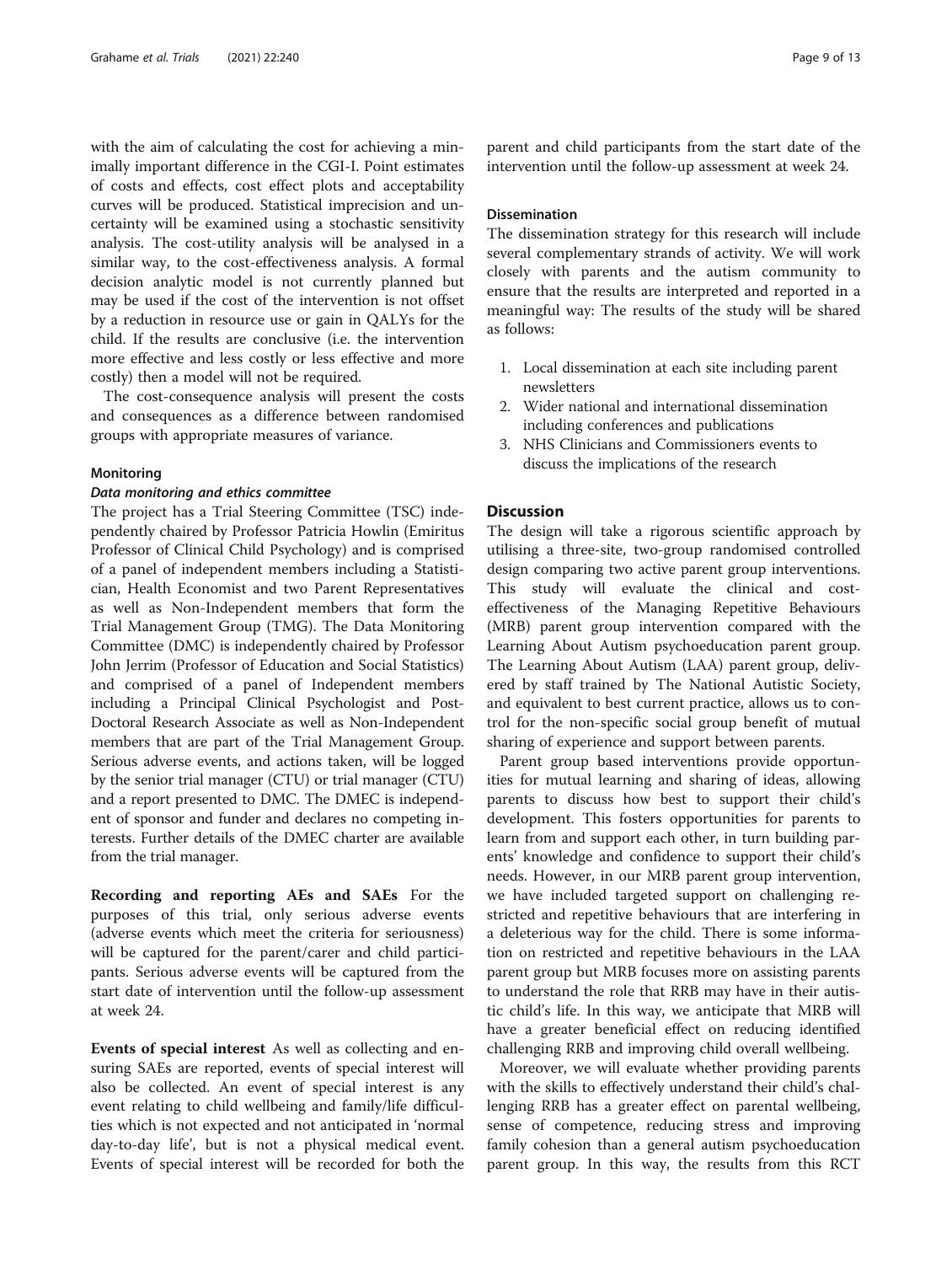with the aim of calculating the cost for achieving a minimally important difference in the CGI-I. Point estimates of costs and effects, cost effect plots and acceptability curves will be produced. Statistical imprecision and uncertainty will be examined using a stochastic sensitivity analysis. The cost-utility analysis will be analysed in a similar way, to the cost-effectiveness analysis. A formal decision analytic model is not currently planned but may be used if the cost of the intervention is not offset by a reduction in resource use or gain in QALYs for the child. If the results are conclusive (i.e. the intervention more effective and less costly or less effective and more costly) then a model will not be required.

The cost-consequence analysis will present the costs and consequences as a difference between randomised groups with appropriate measures of variance.

### Monitoring

#### *Data monitoring and ethics committee*

The project has a Trial Steering Committee (TSC) independently chaired by Professor Patricia Howlin (Emiritus Professor of Clinical Child Psychology) and is comprised of a panel of independent members including a Statistician, Health Economist and two Parent Representatives as well as Non-Independent members that form the Trial Management Group (TMG). The Data Monitoring Committee (DMC) is independently chaired by Professor John Jerrim (Professor of Education and Social Statistics) and comprised of a panel of Independent members including a Principal Clinical Psychologist and Post-Doctoral Research Associate as well as Non-Independent members that are part of the Trial Management Group. Serious adverse events, and actions taken, will be logged by the senior trial manager (CTU) or trial manager (CTU) and a report presented to DMC. The DMEC is independent of sponsor and funder and declares no competing interests. Further details of the DMEC charter are available from the trial manager.

**Recording and reporting AEs and SAEs** For the purposes of this trial, only serious adverse events (adverse events which meet the criteria for seriousness) will be captured for the parent/carer and child participants. Serious adverse events will be captured from the start date of intervention until the follow-up assessment at week 24.

**Events of special interest** As well as collecting and ensuring SAEs are reported, events of special interest will also be collected. An event of special interest is any event relating to child wellbeing and family/life difficulties which is not expected and not anticipated in 'normal day-to-day life', but is not a physical medical event. Events of special interest will be recorded for both the parent and child participants from the start date of the intervention until the follow-up assessment at week 24.

### Dissemination

The dissemination strategy for this research will include several complementary strands of activity. We will work closely with parents and the autism community to ensure that the results are interpreted and reported in a meaningful way: The results of the study will be shared as follows:

1. Local dissemination at each site including parent newsletters
2. Wider national and international dissemination including conferences and publications
3. NHS Clinicians and Commissioners events to discuss the implications of the research

## Discussion

The design will take a rigorous scientific approach by utilising a three-site, two-group randomised controlled design comparing two active parent group interventions. This study will evaluate the clinical and cost-effectiveness of the Managing Repetitive Behaviours (MRB) parent group intervention compared with the Learning About Autism psychoeducation parent group. The Learning About Autism (LAA) parent group, delivered by staff trained by The National Autistic Society, and equivalent to best current practice, allows us to control for the non-specific social group benefit of mutual sharing of experience and support between parents.

Parent group based interventions provide opportunities for mutual learning and sharing of ideas, allowing parents to discuss how best to support their child's development. This fosters opportunities for parents to learn from and support each other, in turn building parents' knowledge and confidence to support their child's needs. However, in our MRB parent group intervention, we have included targeted support on challenging restricted and repetitive behaviours that are interfering in a deleterious way for the child. There is some information on restricted and repetitive behaviours in the LAA parent group but MRB focuses more on assisting parents to understand the role that RRB may have in their autistic child's life. In this way, we anticipate that MRB will have a greater beneficial effect on reducing identified challenging RRB and improving child overall wellbeing.

Moreover, we will evaluate whether providing parents with the skills to effectively understand their child's challenging RRB has a greater effect on parental wellbeing, sense of competence, reducing stress and improving family cohesion than a general autism psychoeducation parent group. In this way, the results from this RCT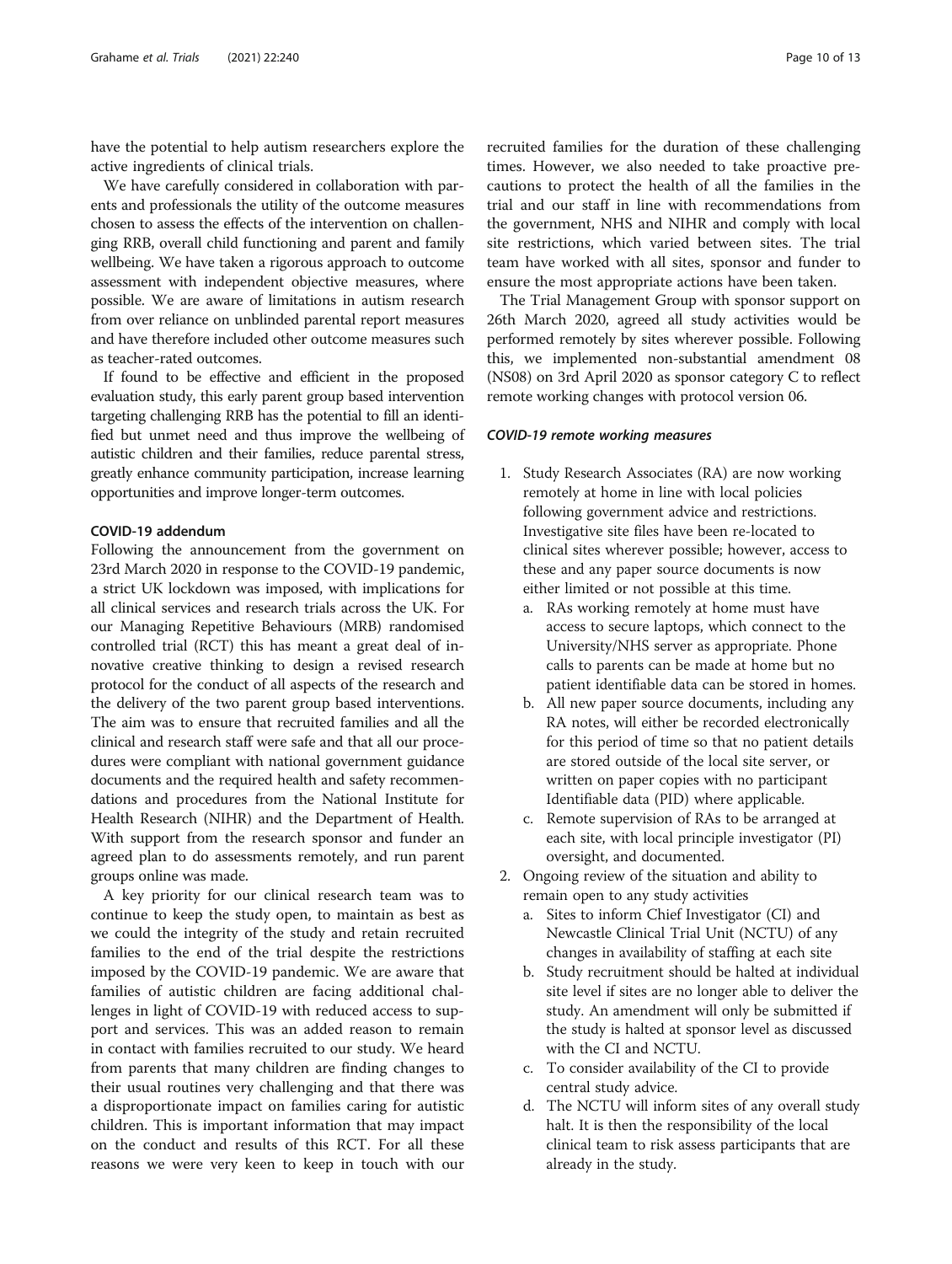have the potential to help autism researchers explore the active ingredients of clinical trials.

We have carefully considered in collaboration with parents and professionals the utility of the outcome measures chosen to assess the effects of the intervention on challenging RRB, overall child functioning and parent and family wellbeing. We have taken a rigorous approach to outcome assessment with independent objective measures, where possible. We are aware of limitations in autism research from over reliance on unblinded parental report measures and have therefore included other outcome measures such as teacher-rated outcomes.

If found to be effective and efficient in the proposed evaluation study, this early parent group based intervention targeting challenging RRB has the potential to fill an identified but unmet need and thus improve the wellbeing of autistic children and their families, reduce parental stress, greatly enhance community participation, increase learning opportunities and improve longer-term outcomes.

## COVID-19 addendum

Following the announcement from the government on 23rd March 2020 in response to the COVID-19 pandemic, a strict UK lockdown was imposed, with implications for all clinical services and research trials across the UK. For our Managing Repetitive Behaviours (MRB) randomised controlled trial (RCT) this has meant a great deal of innovative creative thinking to design a revised research protocol for the conduct of all aspects of the research and the delivery of the two parent group based interventions. The aim was to ensure that recruited families and all the clinical and research staff were safe and that all our procedures were compliant with national government guidance documents and the required health and safety recommendations and procedures from the National Institute for Health Research (NIHR) and the Department of Health. With support from the research sponsor and funder an agreed plan to do assessments remotely, and run parent groups online was made.

A key priority for our clinical research team was to continue to keep the study open, to maintain as best as we could the integrity of the study and retain recruited families to the end of the trial despite the restrictions imposed by the COVID-19 pandemic. We are aware that families of autistic children are facing additional challenges in light of COVID-19 with reduced access to support and services. This was an added reason to remain in contact with families recruited to our study. We heard from parents that many children are finding changes to their usual routines very challenging and that there was a disproportionate impact on families caring for autistic children. This is important information that may impact on the conduct and results of this RCT. For all these reasons we were very keen to keep in touch with our recruited families for the duration of these challenging times. However, we also needed to take proactive precautions to protect the health of all the families in the trial and our staff in line with recommendations from the government, NHS and NIHR and comply with local site restrictions, which varied between sites. The trial team have worked with all sites, sponsor and funder to ensure the most appropriate actions have been taken.

The Trial Management Group with sponsor support on 26th March 2020, agreed all study activities would be performed remotely by sites wherever possible. Following this, we implemented non-substantial amendment 08 (NS08) on 3rd April 2020 as sponsor category C to reflect remote working changes with protocol version 06.

### *COVID-19 remote working measures*

1. Study Research Associates (RA) are now working remotely at home in line with local policies following government advice and restrictions. Investigative site files have been re-located to clinical sites wherever possible; however, access to these and any paper source documents is now either limited or not possible at this time.
   a. RAs working remotely at home must have access to secure laptops, which connect to the University/NHS server as appropriate. Phone calls to parents can be made at home but no patient identifiable data can be stored in homes.
   b. All new paper source documents, including any RA notes, will either be recorded electronically for this period of time so that no patient details are stored outside of the local site server, or written on paper copies with no participant Identifiable data (PID) where applicable.
   c. Remote supervision of RAs to be arranged at each site, with local principle investigator (PI) oversight, and documented.
2. Ongoing review of the situation and ability to remain open to any study activities
   a. Sites to inform Chief Investigator (CI) and Newcastle Clinical Trial Unit (NCTU) of any changes in availability of staffing at each site
   b. Study recruitment should be halted at individual site level if sites are no longer able to deliver the study. An amendment will only be submitted if the study is halted at sponsor level as discussed with the CI and NCTU.
   c. To consider availability of the CI to provide central study advice.
   d. The NCTU will inform sites of any overall study halt. It is then the responsibility of the local clinical team to risk assess participants that are already in the study.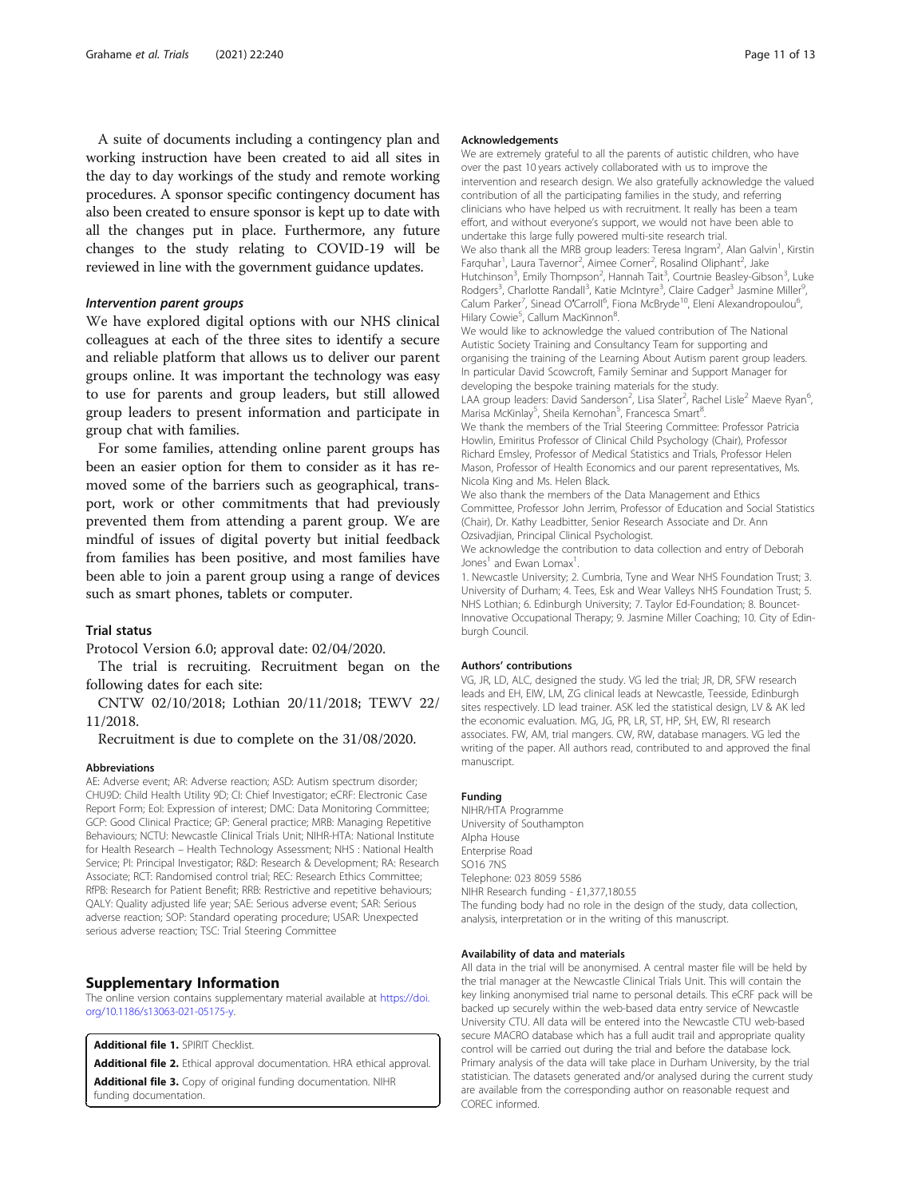A suite of documents including a contingency plan and working instruction have been created to aid all sites in the day to day workings of the study and remote working procedures. A sponsor specific contingency document has also been created to ensure sponsor is kept up to date with all the changes put in place. Furthermore, any future changes to the study relating to COVID-19 will be reviewed in line with the government guidance updates.

### *Intervention parent groups*

We have explored digital options with our NHS clinical colleagues at each of the three sites to identify a secure and reliable platform that allows us to deliver our parent groups online. It was important the technology was easy to use for parents and group leaders, but still allowed group leaders to present information and participate in group chat with families.

For some families, attending online parent groups has been an easier option for them to consider as it has removed some of the barriers such as geographical, transport, work or other commitments that had previously prevented them from attending a parent group. We are mindful of issues of digital poverty but initial feedback from families has been positive, and most families have been able to join a parent group using a range of devices such as smart phones, tablets or computer.

## Trial status

Protocol Version 6.0; approval date: 02/04/2020.

The trial is recruiting. Recruitment began on the following dates for each site:

CNTW 02/10/2018; Lothian 20/11/2018; TEWV 22/11/2018.

Recruitment is due to complete on the 31/08/2020.

#### Abbreviations

AE: Adverse event; AR: Adverse reaction; ASD: Autism spectrum disorder; CHU9D: Child Health Utility 9D; CI: Chief Investigator; eCRF: Electronic Case Report Form; EoI: Expression of interest; DMC: Data Monitoring Committee; GCP: Good Clinical Practice; GP: General practice; MRB: Managing Repetitive Behaviours; NCTU: Newcastle Clinical Trials Unit; NIHR-HTA: National Institute for Health Research – Health Technology Assessment; NHS : National Health Service; PI: Principal Investigator; R&D: Research & Development; RA: Research Associate; RCT: Randomised control trial; REC: Research Ethics Committee; RfPB: Research for Patient Benefit; RRB: Restrictive and repetitive behaviours; QALY: Quality adjusted life year; SAE: Serious adverse event; SAR: Serious adverse reaction; SOP: Standard operating procedure; USAR: Unexpected serious adverse reaction; TSC: Trial Steering Committee

## Supplementary Information

The online version contains supplementary material available at https://doi.org/10.1186/s13063-021-05175-y.

**Additional file 1.** SPIRIT Checklist.

**Additional file 2.** Ethical approval documentation. HRA ethical approval.

**Additional file 3.** Copy of original funding documentation. NIHR funding documentation.

#### Acknowledgements

We are extremely grateful to all the parents of autistic children, who have over the past 10 years actively collaborated with us to improve the intervention and research design. We also gratefully acknowledge the valued contribution of all the participating families in the study, and referring clinicians who have helped us with recruitment. It really has been a team effort, and without everyone's support, we would not have been able to undertake this large fully powered multi-site research trial.

We also thank all the MRB group leaders: Teresa Ingram[2], Alan Galvin[1], Kirstin Farquhar[1], Laura Tavernor[2], Aimee Corner[2], Rosalind Oliphant[2], Jake Hutchinson[3], Emily Thompson[2], Hannah Tait[3], Courtnie Beasley-Gibson[3], Luke Rodgers[3], Charlotte Randall[3], Katie McIntyre[3], Claire Cadger[3] Jasmine Miller[9], Calum Parker[7], Sinead O'Carroll[6], Fiona McBryde[10], Eleni Alexandropoulou[6], Hilary Cowie[5], Callum MacKinnon[8].

We would like to acknowledge the valued contribution of The National Autistic Society Training and Consultancy Team for supporting and organising the training of the Learning About Autism parent group leaders. In particular David Scowcroft, Family Seminar and Support Manager for developing the bespoke training materials for the study.

LAA group leaders: David Sanderson[2], Lisa Slater[2], Rachel Lisle[2] Maeve Ryan[6], Marisa McKinlay[5], Sheila Kernohan[5], Francesca Smart[8].

We thank the members of the Trial Steering Committee: Professor Patricia Howlin, Emiritus Professor of Clinical Child Psychology (Chair), Professor Richard Emsley, Professor of Medical Statistics and Trials, Professor Helen Mason, Professor of Health Economics and our parent representatives, Ms. Nicola King and Ms. Helen Black.

We also thank the members of the Data Management and Ethics Committee, Professor John Jerrim, Professor of Education and Social Statistics (Chair), Dr. Kathy Leadbitter, Senior Research Associate and Dr. Ann Ozsivadjian, Principal Clinical Psychologist.

We acknowledge the contribution to data collection and entry of Deborah Jones[1] and Ewan Lomax[1].

1. Newcastle University; 2. Cumbria, Tyne and Wear NHS Foundation Trust; 3. University of Durham; 4. Tees, Esk and Wear Valleys NHS Foundation Trust; 5. NHS Lothian; 6. Edinburgh University; 7. Taylor Ed-Foundation; 8. Bouncet-Innovative Occupational Therapy; 9. Jasmine Miller Coaching; 10. City of Edinburgh Council.

#### Authors' contributions

VG, JR, LD, ALC, designed the study. VG led the trial; JR, DR, SFW research leads and EH, EIW, LM, ZG clinical leads at Newcastle, Teesside, Edinburgh sites respectively. LD lead trainer. ASK led the statistical design, LV & AK led the economic evaluation. MG, JG, PR, LR, ST, HP, SH, EW, RI research associates. FW, AM, trial mangers. CW, RW, database managers. VG led the writing of the paper. All authors read, contributed to and approved the final manuscript.

#### Funding

NIHR/HTA Programme
University of Southampton
Alpha House
Enterprise Road
SO16 7NS
Telephone: 023 8059 5586
NIHR Research funding - £1,377,180.55
The funding body had no role in the design of the study, data collection, analysis, interpretation or in the writing of this manuscript.

#### Availability of data and materials

All data in the trial will be anonymised. A central master file will be held by the trial manager at the Newcastle Clinical Trials Unit. This will contain the key linking anonymised trial name to personal details. This eCRF pack will be backed up securely within the web-based data entry service of Newcastle University CTU. All data will be entered into the Newcastle CTU web-based secure MACRO database which has a full audit trail and appropriate quality control will be carried out during the trial and before the database lock. Primary analysis of the data will take place in Durham University, by the trial statistician. The datasets generated and/or analysed during the current study are available from the corresponding author on reasonable request and COREC informed.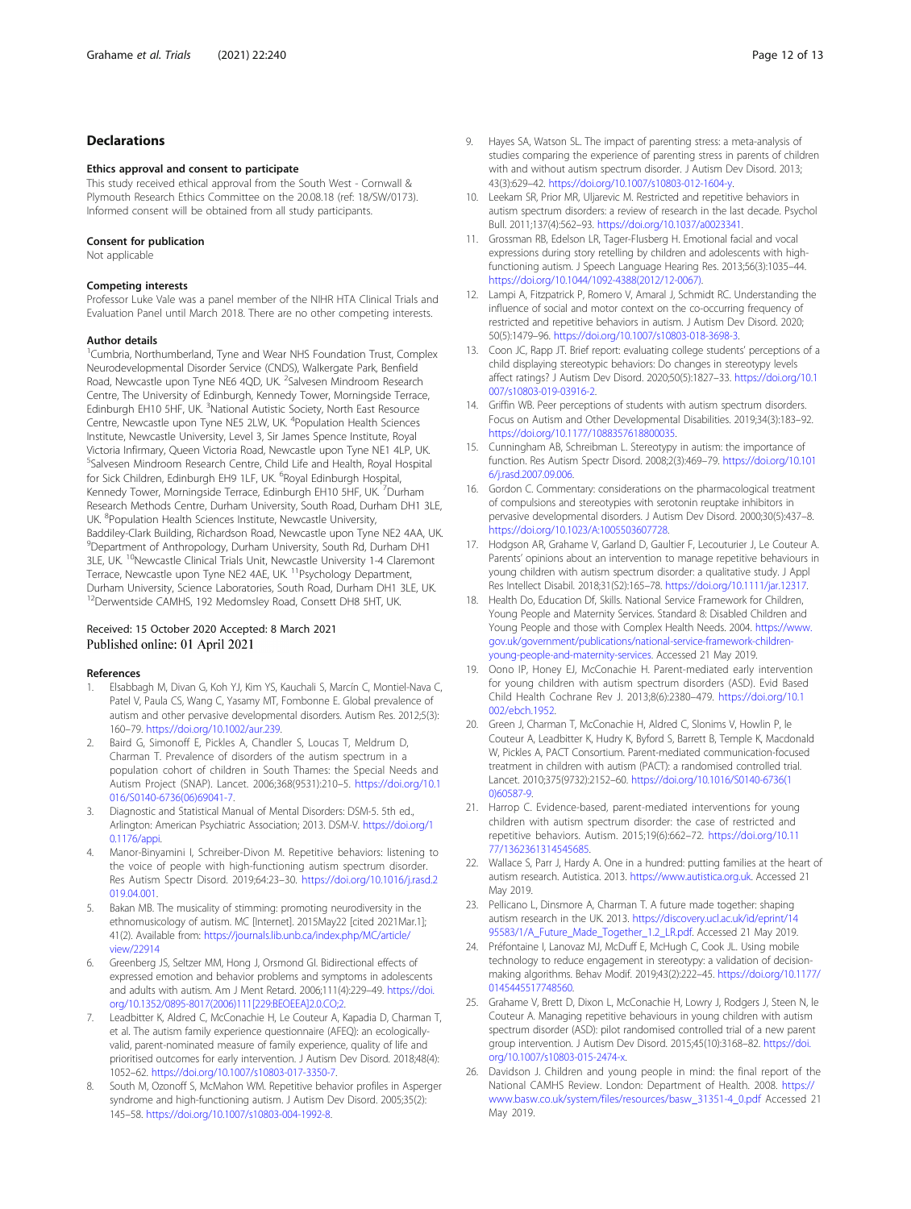## Declarations

### Ethics approval and consent to participate

This study received ethical approval from the South West - Cornwall & Plymouth Research Ethics Committee on the 20.08.18 (ref: 18/SW/0173). Informed consent will be obtained from all study participants.

### Consent for publication

Not applicable

### Competing interests

Professor Luke Vale was a panel member of the NIHR HTA Clinical Trials and Evaluation Panel until March 2018. There are no other competing interests.

### Author details

[1]Cumbria, Northumberland, Tyne and Wear NHS Foundation Trust, Complex Neurodevelopmental Disorder Service (CNDS), Walkergate Park, Benfield Road, Newcastle upon Tyne NE6 4QD, UK. [2]Salvesen Mindroom Research Centre, The University of Edinburgh, Kennedy Tower, Morningside Terrace, Edinburgh EH10 5HF, UK. [3]National Autistic Society, North East Resource Centre, Newcastle upon Tyne NE5 2LW, UK. [4]Population Health Sciences Institute, Newcastle University, Level 3, Sir James Spence Institute, Royal Victoria Infirmary, Queen Victoria Road, Newcastle upon Tyne NE1 4LP, UK. [5]Salvesen Mindroom Research Centre, Child Life and Health, Royal Hospital for Sick Children, Edinburgh EH9 1LF, UK. [6]Royal Edinburgh Hospital, Kennedy Tower, Morningside Terrace, Edinburgh EH10 5HF, UK. [7]Durham Research Methods Centre, Durham University, South Road, Durham DH1 3LE, UK. [8]Population Health Sciences Institute, Newcastle University, Baddiley-Clark Building, Richardson Road, Newcastle upon Tyne NE2 4AA, UK. [9]Department of Anthropology, Durham University, South Rd, Durham DH1 3LE, UK. [10]Newcastle Clinical Trials Unit, Newcastle University 1-4 Claremont Terrace, Newcastle upon Tyne NE2 4AE, UK. [11]Psychology Department, Durham University, Science Laboratories, South Road, Durham DH1 3LE, UK. [12]Derwentside CAMHS, 192 Medomsley Road, Consett DH8 5HT, UK.

Received: 15 October 2020 Accepted: 8 March 2021
Published online: 01 April 2021

### References

1. Elsabbagh M, Divan G, Koh YJ, Kim YS, Kauchali S, Marcín C, Montiel-Nava C, Patel V, Paula CS, Wang C, Yasamy MT, Fombonne E. Global prevalence of autism and other pervasive developmental disorders. Autism Res. 2012;5(3): 160–79. https://doi.org/10.1002/aur.239.
2. Baird G, Simonoff E, Pickles A, Chandler S, Loucas T, Meldrum D, Charman T. Prevalence of disorders of the autism spectrum in a population cohort of children in South Thames: the Special Needs and Autism Project (SNAP). Lancet. 2006;368(9531):210–5. https://doi.org/10.1016/S0140-6736(06)69041-7.
3. Diagnostic and Statistical Manual of Mental Disorders: DSM-5. 5th ed., Arlington: American Psychiatric Association; 2013. DSM-V. https://doi.org/10.1176/appi.
4. Manor-Binyamini I, Schreiber-Divon M. Repetitive behaviors: listening to the voice of people with high-functioning autism spectrum disorder. Res Autism Spectr Disord. 2019;64:23–30. https://doi.org/10.1016/j.rasd.2019.04.001.
5. Bakan MB. The musicality of stimming: promoting neurodiversity in the ethnomusicology of autism. MC [Internet]. 2015May22 [cited 2021Mar.1]; 41(2). Available from: https://journals.lib.unb.ca/index.php/MC/article/view/22914
6. Greenberg JS, Seltzer MM, Hong J, Orsmond GI. Bidirectional effects of expressed emotion and behavior problems and symptoms in adolescents and adults with autism. Am J Ment Retard. 2006;111(4):229–49. https://doi.org/10.1352/0895-8017(2006)111[229:BEOEEA]2.0.CO;2.
7. Leadbitter K, Aldred C, McConachie H, Le Couteur A, Kapadia D, Charman T, et al. The autism family experience questionnaire (AFEQ): an ecologically-valid, parent-nominated measure of family experience, quality of life and prioritised outcomes for early intervention. J Autism Dev Disord. 2018;48(4): 1052–62. https://doi.org/10.1007/s10803-017-3350-7.
8. South M, Ozonoff S, McMahon WM. Repetitive behavior profiles in Asperger syndrome and high-functioning autism. J Autism Dev Disord. 2005;35(2): 145–58. https://doi.org/10.1007/s10803-004-1992-8.
9. Hayes SA, Watson SL. The impact of parenting stress: a meta-analysis of studies comparing the experience of parenting stress in parents of children with and without autism spectrum disorder. J Autism Dev Disord. 2013; 43(3):629–42. https://doi.org/10.1007/s10803-012-1604-y.
10. Leekam SR, Prior MR, Uljarevic M. Restricted and repetitive behaviors in autism spectrum disorders: a review of research in the last decade. Psychol Bull. 2011;137(4):562–93. https://doi.org/10.1037/a0023341.
11. Grossman RB, Edelson LR, Tager-Flusberg H. Emotional facial and vocal expressions during story retelling by children and adolescents with high-functioning autism. J Speech Language Hearing Res. 2013;56(3):1035–44. https://doi.org/10.1044/1092-4388(2012/12-0067).
12. Lampi A, Fitzpatrick P, Romero V, Amaral J, Schmidt RC. Understanding the influence of social and motor context on the co-occurring frequency of restricted and repetitive behaviors in autism. J Autism Dev Disord. 2020; 50(5):1479–96. https://doi.org/10.1007/s10803-018-3698-3.
13. Coon JC, Rapp JT. Brief report: evaluating college students' perceptions of a child displaying stereotypic behaviors: Do changes in stereotypy levels affect ratings? J Autism Dev Disord. 2020;50(5):1827–33. https://doi.org/10.1007/s10803-019-03916-2.
14. Griffin WB. Peer perceptions of students with autism spectrum disorders. Focus on Autism and Other Developmental Disabilities. 2019;34(3):183–92. https://doi.org/10.1177/1088357618800035.
15. Cunningham AB, Schreibman L. Stereotypy in autism: the importance of function. Res Autism Spectr Disord. 2008;2(3):469–79. https://doi.org/10.1016/j.rasd.2007.09.006.
16. Gordon C. Commentary: considerations on the pharmacological treatment of compulsions and stereotypies with serotonin reuptake inhibitors in pervasive developmental disorders. J Autism Dev Disord. 2000;30(5):437–8. https://doi.org/10.1023/A:1005503607728.
17. Hodgson AR, Grahame V, Garland D, Gaultier F, Lecouturier J, Le Couteur A. Parents' opinions about an intervention to manage repetitive behaviours in young children with autism spectrum disorder: a qualitative study. J Appl Res Intellect Disabil. 2018;31(S2):165–78. https://doi.org/10.1111/jar.12317.
18. Health Do, Education Df, Skills. National Service Framework for Children, Young People and Maternity Services. Standard 8: Disabled Children and Young People and those with Complex Health Needs. 2004. https://www.gov.uk/government/publications/national-service-framework-children-young-people-and-maternity-services. Accessed 21 May 2019.
19. Oono IP, Honey EJ, McConachie H. Parent-mediated early intervention for young children with autism spectrum disorders (ASD). Evid Based Child Health Cochrane Rev J. 2013;8(6):2380–479. https://doi.org/10.1002/ebch.1952.
20. Green J, Charman T, McConachie H, Aldred C, Slonims V, Howlin P, le Couteur A, Leadbitter K, Hudry K, Byford S, Barrett B, Temple K, Macdonald W, Pickles A, PACT Consortium. Parent-mediated communication-focused treatment in children with autism (PACT): a randomised controlled trial. Lancet. 2010;375(9732):2152–60. https://doi.org/10.1016/S0140-6736(10)60587-9.
21. Harrop C. Evidence-based, parent-mediated interventions for young children with autism spectrum disorder: the case of restricted and repetitive behaviors. Autism. 2015;19(6):662–72. https://doi.org/10.1177/1362361314545685.
22. Wallace S, Parr J, Hardy A. One in a hundred: putting families at the heart of autism research. Autistica. 2013. https://www.autistica.org.uk. Accessed 21 May 2019.
23. Pellicano L, Dinsmore A, Charman T. A future made together: shaping autism research in the UK. 2013. https://discovery.ucl.ac.uk/id/eprint/1495583/1/A_Future_Made_Together_1.2_LR.pdf. Accessed 21 May 2019.
24. Préfontaine I, Lanovaz MJ, McDuff E, McHugh C, Cook JL. Using mobile technology to reduce engagement in stereotypy: a validation of decision-making algorithms. Behav Modif. 2019;43(2):222–45. https://doi.org/10.1177/0145445517748560.
25. Grahame V, Brett D, Dixon L, McConachie H, Lowry J, Rodgers J, Steen N, le Couteur A. Managing repetitive behaviours in young children with autism spectrum disorder (ASD): pilot randomised controlled trial of a new parent group intervention. J Autism Dev Disord. 2015;45(10):3168–82. https://doi.org/10.1007/s10803-015-2474-x.
26. Davidson J. Children and young people in mind: the final report of the National CAMHS Review. London: Department of Health. 2008. https://www.basw.co.uk/system/files/resources/basw_31351-4_0.pdf Accessed 21 May 2019.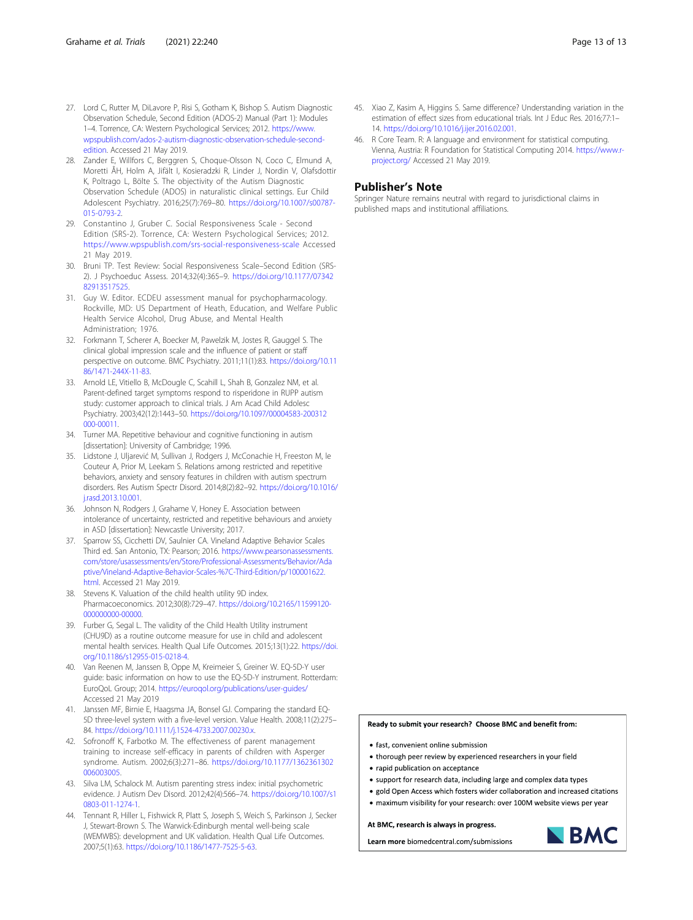27. Lord C, Rutter M, DiLavore P, Risi S, Gotham K, Bishop S. Autism Diagnostic Observation Schedule, Second Edition (ADOS-2) Manual (Part 1): Modules 1–4. Torrence, CA: Western Psychological Services; 2012. https://www.wpspublish.com/ados-2-autism-diagnostic-observation-schedule-second-edition. Accessed 21 May 2019.
28. Zander E, Willfors C, Berggren S, Choque-Olsson N, Coco C, Elmund A, Moretti ÅH, Holm A, Jifält I, Kosieradzki R, Linder J, Nordin V, Olafsdottir K, Poltrago L, Bölte S. The objectivity of the Autism Diagnostic Observation Schedule (ADOS) in naturalistic clinical settings. Eur Child Adolescent Psychiatry. 2016;25(7):769–80. https://doi.org/10.1007/s00787-015-0793-2.
29. Constantino J, Gruber C. Social Responsiveness Scale - Second Edition (SRS-2). Torrence, CA: Western Psychological Services; 2012. https://www.wpspublish.com/srs-social-responsiveness-scale Accessed 21 May 2019.
30. Bruni TP. Test Review: Social Responsiveness Scale–Second Edition (SRS-2). J Psychoeduc Assess. 2014;32(4):365–9. https://doi.org/10.1177/0734282913517525.
31. Guy W. Editor. ECDEU assessment manual for psychopharmacology. Rockville, MD: US Department of Heath, Education, and Welfare Public Health Service Alcohol, Drug Abuse, and Mental Health Administration; 1976.
32. Forkmann T, Scherer A, Boecker M, Pawelzik M, Jostes R, Gauggel S. The clinical global impression scale and the influence of patient or staff perspective on outcome. BMC Psychiatry. 2011;11(1):83. https://doi.org/10.1186/1471-244X-11-83.
33. Arnold LE, Vitiello B, McDougle C, Scahill L, Shah B, Gonzalez NM, et al. Parent-defined target symptoms respond to risperidone in RUPP autism study: customer approach to clinical trials. J Am Acad Child Adolesc Psychiatry. 2003;42(12):1443–50. https://doi.org/10.1097/00004583-200312000-00011.
34. Turner MA. Repetitive behaviour and cognitive functioning in autism [dissertation]: University of Cambridge; 1996.
35. Lidstone J, Uljarević M, Sullivan J, Rodgers J, McConachie H, Freeston M, le Couteur A, Prior M, Leekam S. Relations among restricted and repetitive behaviors, anxiety and sensory features in children with autism spectrum disorders. Res Autism Spectr Disord. 2014;8(2):82–92. https://doi.org/10.1016/j.rasd.2013.10.001.
36. Johnson N, Rodgers J, Grahame V, Honey E. Association between intolerance of uncertainty, restricted and repetitive behaviours and anxiety in ASD [dissertation]: Newcastle University; 2017.
37. Sparrow SS, Cicchetti DV, Saulnier CA. Vineland Adaptive Behavior Scales Third ed. San Antonio, TX: Pearson; 2016. https://www.pearsonassessments.com/store/usassessments/en/Store/Professional-Assessments/Behavior/Adaptive/Vineland-Adaptive-Behavior-Scales-%7C-Third-Edition/p/100001622.html. Accessed 21 May 2019.
38. Stevens K. Valuation of the child health utility 9D index. Pharmacoeconomics. 2012;30(8):729–47. https://doi.org/10.2165/11599120-000000000-00000.
39. Furber G, Segal L. The validity of the Child Health Utility instrument (CHU9D) as a routine outcome measure for use in child and adolescent mental health services. Health Qual Life Outcomes. 2015;13(1):22. https://doi.org/10.1186/s12955-015-0218-4.
40. Van Reenen M, Janssen B, Oppe M, Kreimeier S, Greiner W. EQ-5D-Y user guide: basic information on how to use the EQ-5D-Y instrument. Rotterdam: EuroQoL Group; 2014. https://euroqol.org/publications/user-guides/ Accessed 21 May 2019
41. Janssen MF, Birnie E, Haagsma JA, Bonsel GJ. Comparing the standard EQ-5D three-level system with a five-level version. Value Health. 2008;11(2):275–84. https://doi.org/10.1111/j.1524-4733.2007.00230.x.
42. Sofronoff K, Farbotko M. The effectiveness of parent management training to increase self-efficacy in parents of children with Asperger syndrome. Autism. 2002;6(3):271–86. https://doi.org/10.1177/1362361302006003005.
43. Silva LM, Schalock M. Autism parenting stress index: initial psychometric evidence. J Autism Dev Disord. 2012;42(4):566–74. https://doi.org/10.1007/s10803-011-1274-1.
44. Tennant R, Hiller L, Fishwick R, Platt S, Joseph S, Weich S, Parkinson J, Secker J, Stewart-Brown S. The Warwick-Edinburgh mental well-being scale (WEMWBS): development and UK validation. Health Qual Life Outcomes. 2007;5(1):63. https://doi.org/10.1186/1477-7525-5-63.
45. Xiao Z, Kasim A, Higgins S. Same difference? Understanding variation in the estimation of effect sizes from educational trials. Int J Educ Res. 2016;77:1–14. https://doi.org/10.1016/j.ijer.2016.02.001.
46. R Core Team. R: A language and environment for statistical computing. Vienna, Austria: R Foundation for Statistical Computing 2014. https://www.r-project.org/ Accessed 21 May 2019.

## Publisher's Note

Springer Nature remains neutral with regard to jurisdictional claims in published maps and institutional affiliations.

**Ready to submit your research? Choose BMC and benefit from:**

- fast, convenient online submission
- thorough peer review by experienced researchers in your field
- rapid publication on acceptance
- support for research data, including large and complex data types
- gold Open Access which fosters wider collaboration and increased citations
- maximum visibility for your research: over 100M website views per year

**At BMC, research is always in progress.**

**Learn more** biomedcentral.com/submissions

BMC